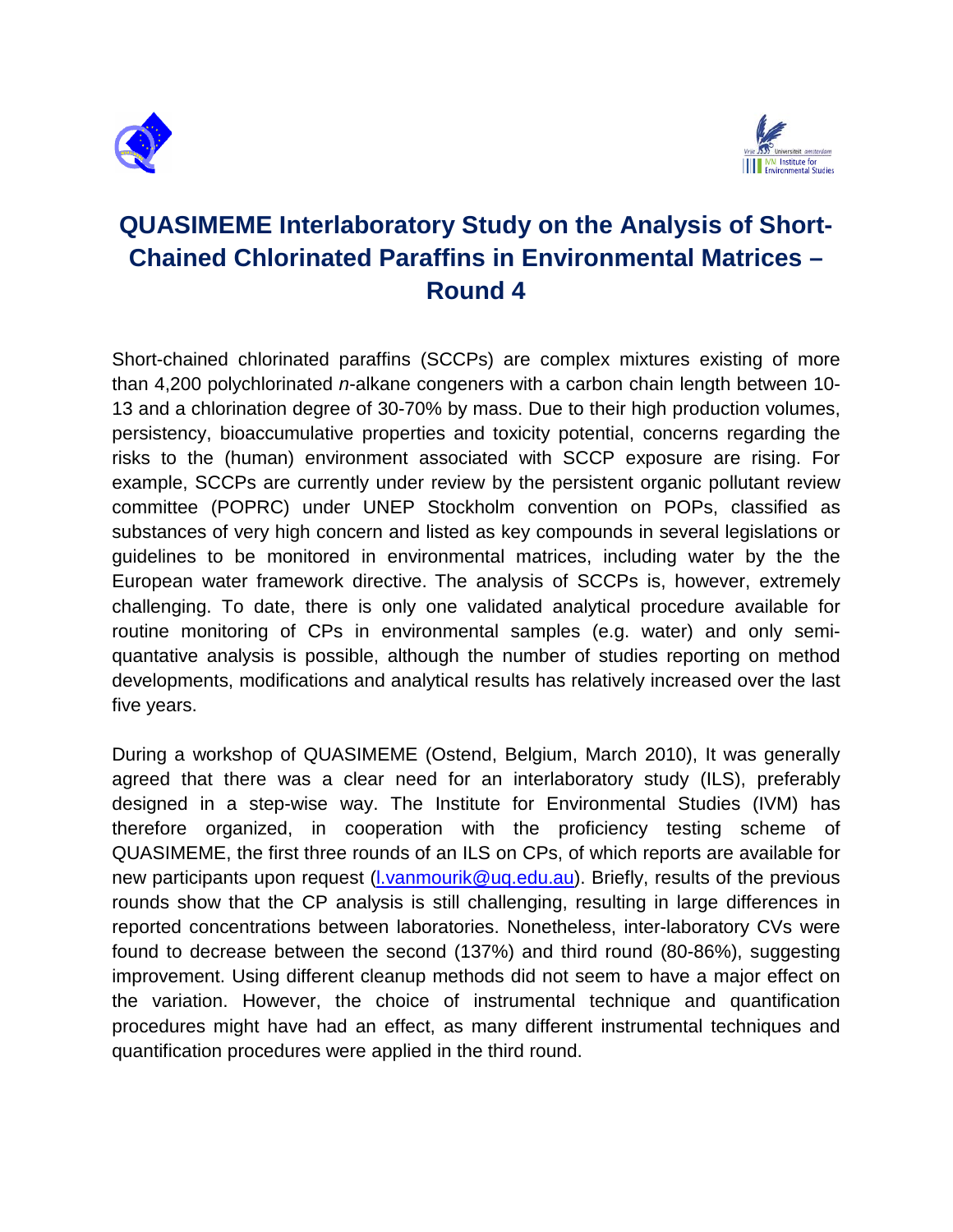# QUASIMEME Interlaboratory Study on the Analysis of Short-Chained Chlorinated Paraffins in Environmental Matrices – Round 4

Short-chained chlorinated paraffins (SCCPs) are complex mixtures existing of more than 4,200 polychlorinated *n*-alkane congeners with a carbon chain length between 10-13 and a chlorination degree of 30-70% by mass. Due to their high production volumes, persistency, bioaccumulative properties and toxicity potential, concerns regarding the risks to the (human) environment associated with SCCP exposure are rising. For example, SCCPs are currently under review by the persistent organic pollutant review committee (POPRC) under UNEP Stockholm convention on POPs, classified as substances of very high concern and listed as key compounds in several legislations or guidelines to be monitored in environmental matrices, including water by the the European water framework directive. The analysis of SCCPs is, however, extremely challenging. To date, there is only one validated analytical procedure available for routine monitoring of CPs in environmental samples (e.g. water) and only semi-quantative analysis is possible, although the number of studies reporting on method developments, modifications and analytical results has relatively increased over the last five years.

During a workshop of QUASIMEME (Ostend, Belgium, March 2010), It was generally agreed that there was a clear need for an interlaboratory study (ILS), preferably designed in a step-wise way. The Institute for Environmental Studies (IVM) has therefore organized, in cooperation with the proficiency testing scheme of QUASIMEME, the first three rounds of an ILS on CPs, of which reports are available for new participants upon request (l.vanmourik@uq.edu.au). Briefly, results of the previous rounds show that the CP analysis is still challenging, resulting in large differences in reported concentrations between laboratories. Nonetheless, inter-laboratory CVs were found to decrease between the second (137%) and third round (80-86%), suggesting improvement. Using different cleanup methods did not seem to have a major effect on the variation. However, the choice of instrumental technique and quantification procedures might have had an effect, as many different instrumental techniques and quantification procedures were applied in the third round.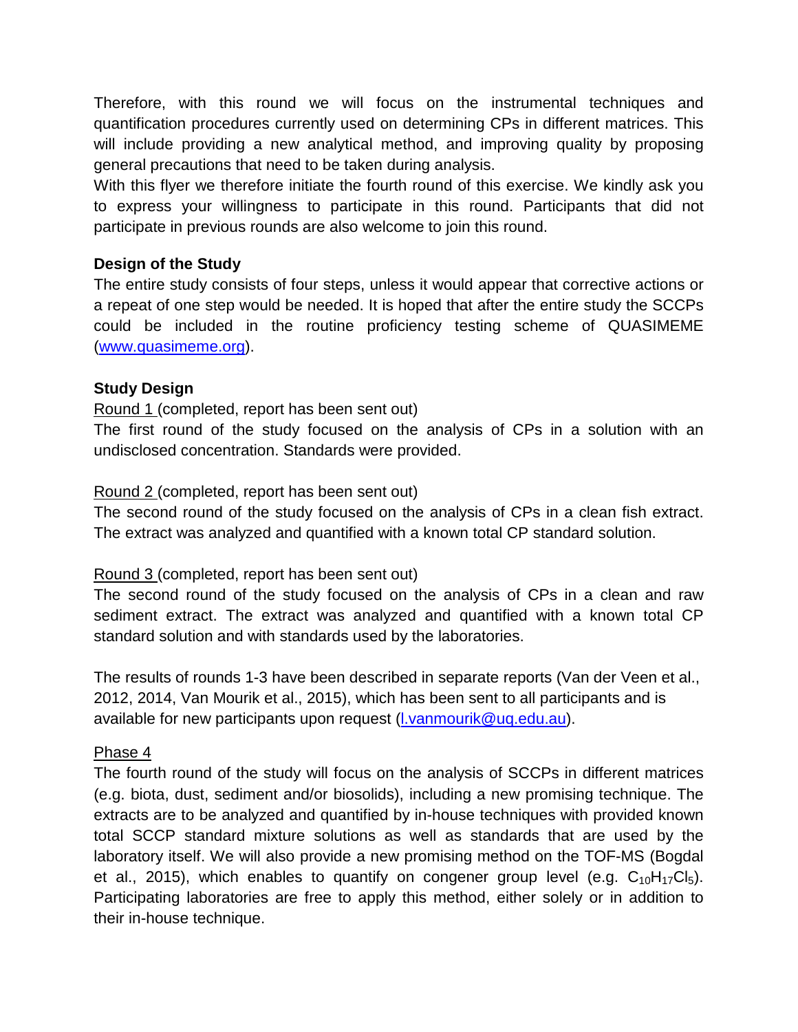Therefore, with this round we will focus on the instrumental techniques and quantification procedures currently used on determining CPs in different matrices. This will include providing a new analytical method, and improving quality by proposing general precautions that need to be taken during analysis.

With this flyer we therefore initiate the fourth round of this exercise. We kindly ask you to express your willingness to participate in this round. Participants that did not participate in previous rounds are also welcome to join this round.

**Design of the Study**

The entire study consists of four steps, unless it would appear that corrective actions or a repeat of one step would be needed. It is hoped that after the entire study the SCCPs could be included in the routine proficiency testing scheme of QUASIMEME ([www.quasimeme.org](www.quasimeme.org)).

**Study Design**

Round 1 (completed, report has been sent out)

The first round of the study focused on the analysis of CPs in a solution with an undisclosed concentration. Standards were provided.

Round 2 (completed, report has been sent out)

The second round of the study focused on the analysis of CPs in a clean fish extract. The extract was analyzed and quantified with a known total CP standard solution.

Round 3 (completed, report has been sent out)

The second round of the study focused on the analysis of CPs in a clean and raw sediment extract. The extract was analyzed and quantified with a known total CP standard solution and with standards used by the laboratories.

The results of rounds 1-3 have been described in separate reports (Van der Veen et al., 2012, 2014, Van Mourik et al., 2015), which has been sent to all participants and is available for new participants upon request ([l.vanmourik@uq.edu.au](mailto:l.vanmourik@uq.edu.au)).

Phase 4

The fourth round of the study will focus on the analysis of SCCPs in different matrices (e.g. biota, dust, sediment and/or biosolids), including a new promising technique. The extracts are to be analyzed and quantified by in-house techniques with provided known total SCCP standard mixture solutions as well as standards that are used by the laboratory itself. We will also provide a new promising method on the TOF-MS (Bogdal et al., 2015), which enables to quantify on congener group level (e.g. $C_{10}H_{17}Cl_5$). Participating laboratories are free to apply this method, either solely or in addition to their in-house technique.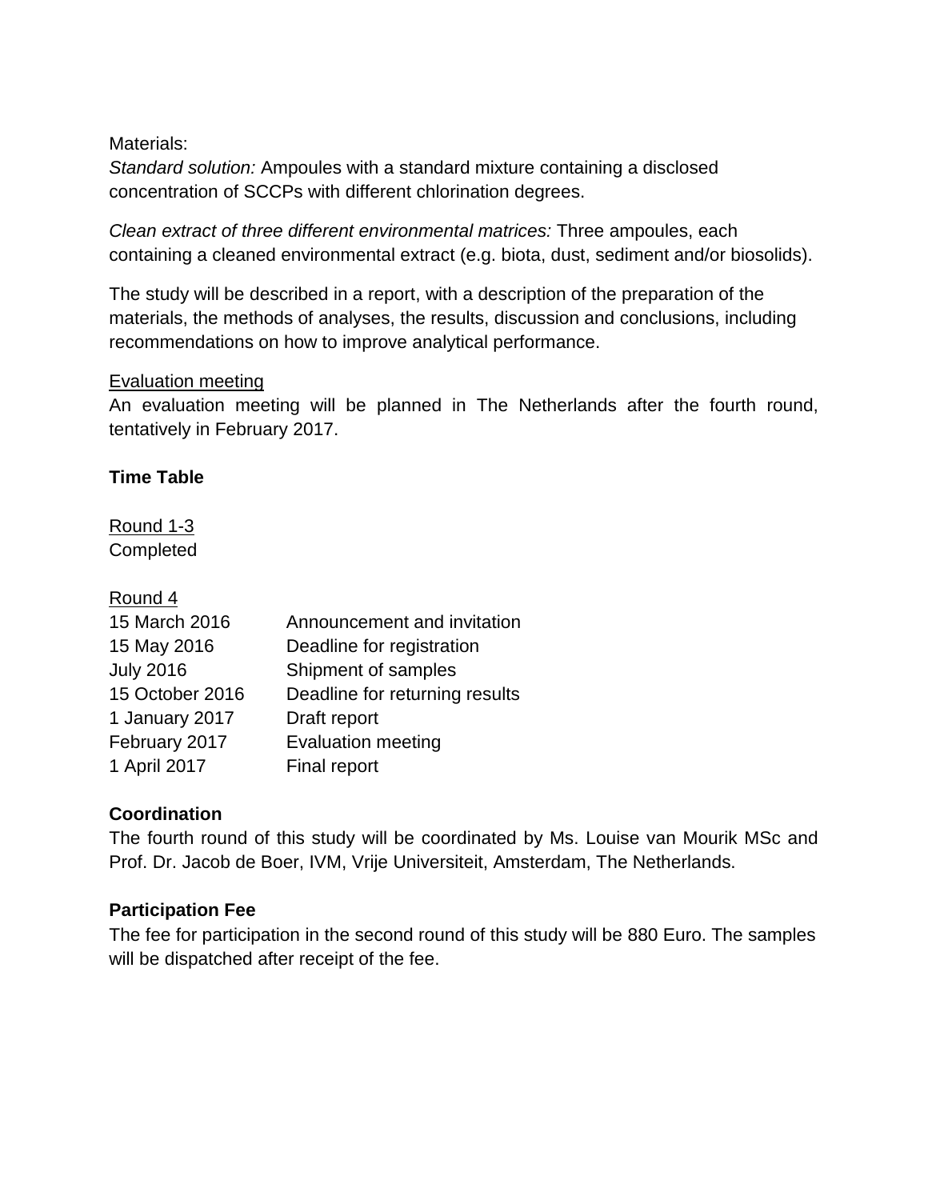Materials:

*Standard solution:* Ampoules with a standard mixture containing a disclosed concentration of SCCPs with different chlorination degrees.

*Clean extract of three different environmental matrices:* Three ampoules, each containing a cleaned environmental extract (e.g. biota, dust, sediment and/or biosolids).

The study will be described in a report, with a description of the preparation of the materials, the methods of analyses, the results, discussion and conclusions, including recommendations on how to improve analytical performance.

<u>Evaluation meeting</u>

An evaluation meeting will be planned in The Netherlands after the fourth round, tentatively in February 2017.

**Time Table**

<u>Round 1-3</u>

Completed

<u>Round 4</u>

| | |
|---|---|
| 15 March 2016 | Announcement and invitation |
| 15 May 2016 | Deadline for registration |
| July 2016 | Shipment of samples |
| 15 October 2016 | Deadline for returning results |
| 1 January 2017 | Draft report |
| February 2017 | Evaluation meeting |
| 1 April 2017 | Final report |

**Coordination**

The fourth round of this study will be coordinated by Ms. Louise van Mourik MSc and Prof. Dr. Jacob de Boer, IVM, Vrije Universiteit, Amsterdam, The Netherlands.

**Participation Fee**

The fee for participation in the second round of this study will be 880 Euro. The samples will be dispatched after receipt of the fee.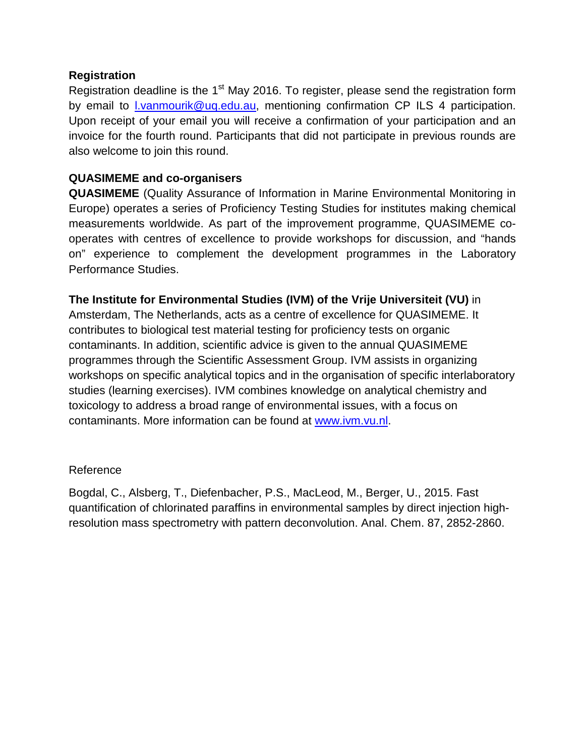**Registration**

Registration deadline is the 1st May 2016. To register, please send the registration form by email to l.vanmourik@uq.edu.au, mentioning confirmation CP ILS 4 participation. Upon receipt of your email you will receive a confirmation of your participation and an invoice for the fourth round. Participants that did not participate in previous rounds are also welcome to join this round.

**QUASIMEME and co-organisers**

**QUASIMEME** (Quality Assurance of Information in Marine Environmental Monitoring in Europe) operates a series of Proficiency Testing Studies for institutes making chemical measurements worldwide. As part of the improvement programme, QUASIMEME co-operates with centres of excellence to provide workshops for discussion, and "hands on" experience to complement the development programmes in the Laboratory Performance Studies.

**The Institute for Environmental Studies (IVM) of the Vrije Universiteit (VU)** in Amsterdam, The Netherlands, acts as a centre of excellence for QUASIMEME. It contributes to biological test material testing for proficiency tests on organic contaminants. In addition, scientific advice is given to the annual QUASIMEME programmes through the Scientific Assessment Group. IVM assists in organizing workshops on specific analytical topics and in the organisation of specific interlaboratory studies (learning exercises). IVM combines knowledge on analytical chemistry and toxicology to address a broad range of environmental issues, with a focus on contaminants. More information can be found at www.ivm.vu.nl.

Reference

Bogdal, C., Alsberg, T., Diefenbacher, P.S., MacLeod, M., Berger, U., 2015. Fast quantification of chlorinated paraffins in environmental samples by direct injection high-resolution mass spectrometry with pattern deconvolution. Anal. Chem. 87, 2852-2860.